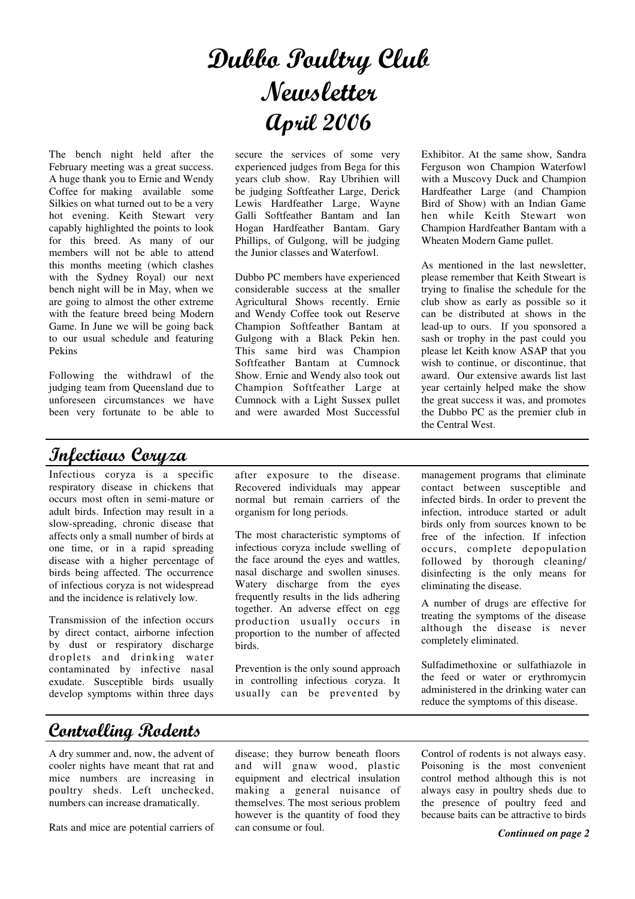# Dubbo Poultry Club Newsletter April 2006

The bench night held after the February meeting was a great success. A huge thank you to Ernie and Wendy Coffee for making available some Silkies on what turned out to be a very hot evening. Keith Stewart very capably highlighted the points to look for this breed. As many of our members will not be able to attend this months meeting (which clashes with the Sydney Royal) our next bench night will be in May, when we are going to almost the other extreme with the feature breed being Modern Game. In June we will be going back to our usual schedule and featuring Pekins

Following the withdrawl of the judging team from Queensland due to unforeseen circumstances we have been very fortunate to be able to secure the services of some very experienced judges from Bega for this years club show. Ray Ubrihien will be judging Softfeather Large, Derick Lewis Hardfeather Large, Wayne Galli Softfeather Bantam and Ian Hogan Hardfeather Bantam. Gary Phillips, of Gulgong, will be judging the Junior classes and Waterfowl.

Dubbo PC members have experienced considerable success at the smaller Agricultural Shows recently. Ernie and Wendy Coffee took out Reserve Champion Softfeather Bantam at Gulgong with a Black Pekin hen. This same bird was Champion Softfeather Bantam at Cumnock Show. Ernie and Wendy also took out Champion Softfeather Large at Cumnock with a Light Sussex pullet and were awarded Most Successful Exhibitor. At the same show, Sandra Ferguson won Champion Waterfowl with a Muscovy Duck and Champion Hardfeather Large (and Champion Bird of Show) with an Indian Game hen while Keith Stewart won Champion Hardfeather Bantam with a Wheaten Modern Game pullet.

As mentioned in the last newsletter, please remember that Keith Stweart is trying to finalise the schedule for the club show as early as possible so it can be distributed at shows in the lead-up to ours. If you sponsored a sash or trophy in the past could you please let Keith know ASAP that you wish to continue, or discontinue, that award. Our extensive awards list last year certainly helped make the show the great success it was, and promotes the Dubbo PC as the premier club in the Central West.

## Infectious Coryza

Infectious coryza is a specific respiratory disease in chickens that occurs most often in semi-mature or adult birds. Infection may result in a slow-spreading, chronic disease that affects only a small number of birds at one time, or in a rapid spreading disease with a higher percentage of birds being affected. The occurrence of infectious coryza is not widespread and the incidence is relatively low.

Transmission of the infection occurs by direct contact, airborne infection by dust or respiratory discharge droplets and drinking water contaminated by infective nasal exudate. Susceptible birds usually develop symptoms within three days after exposure to the disease. Recovered individuals may appear normal but remain carriers of the organism for long periods.

The most characteristic symptoms of infectious coryza include swelling of the face around the eyes and wattles, nasal discharge and swollen sinuses. Watery discharge from the eyes frequently results in the lids adhering together. An adverse effect on egg production usually occurs in proportion to the number of affected birds.

Prevention is the only sound approach in controlling infectious coryza. It usually can be prevented by management programs that eliminate contact between susceptible and infected birds. In order to prevent the infection, introduce started or adult birds only from sources known to be free of the infection. If infection occurs, complete depopulation followed by thorough cleaning/ disinfecting is the only means for eliminating the disease.

A number of drugs are effective for treating the symptoms of the disease although the disease is never completely eliminated.

Sulfadimethoxine or sulfathiazole in the feed or water or erythromycin administered in the drinking water can reduce the symptoms of this disease.

## Controlling Rodents

A dry summer and, now, the advent of cooler nights have meant that rat and mice numbers are increasing in poultry sheds. Left unchecked, numbers can increase dramatically.

Rats and mice are potential carriers of disease; they burrow beneath floors and will gnaw wood, plastic equipment and electrical insulation making a general nuisance of themselves. The most serious problem however is the quantity of food they can consume or foul.

Control of rodents is not always easy. Poisoning is the most convenient control method although this is not always easy in poultry sheds due to the presence of poultry feed and because baits can be attractive to birds

***Continued on page 2***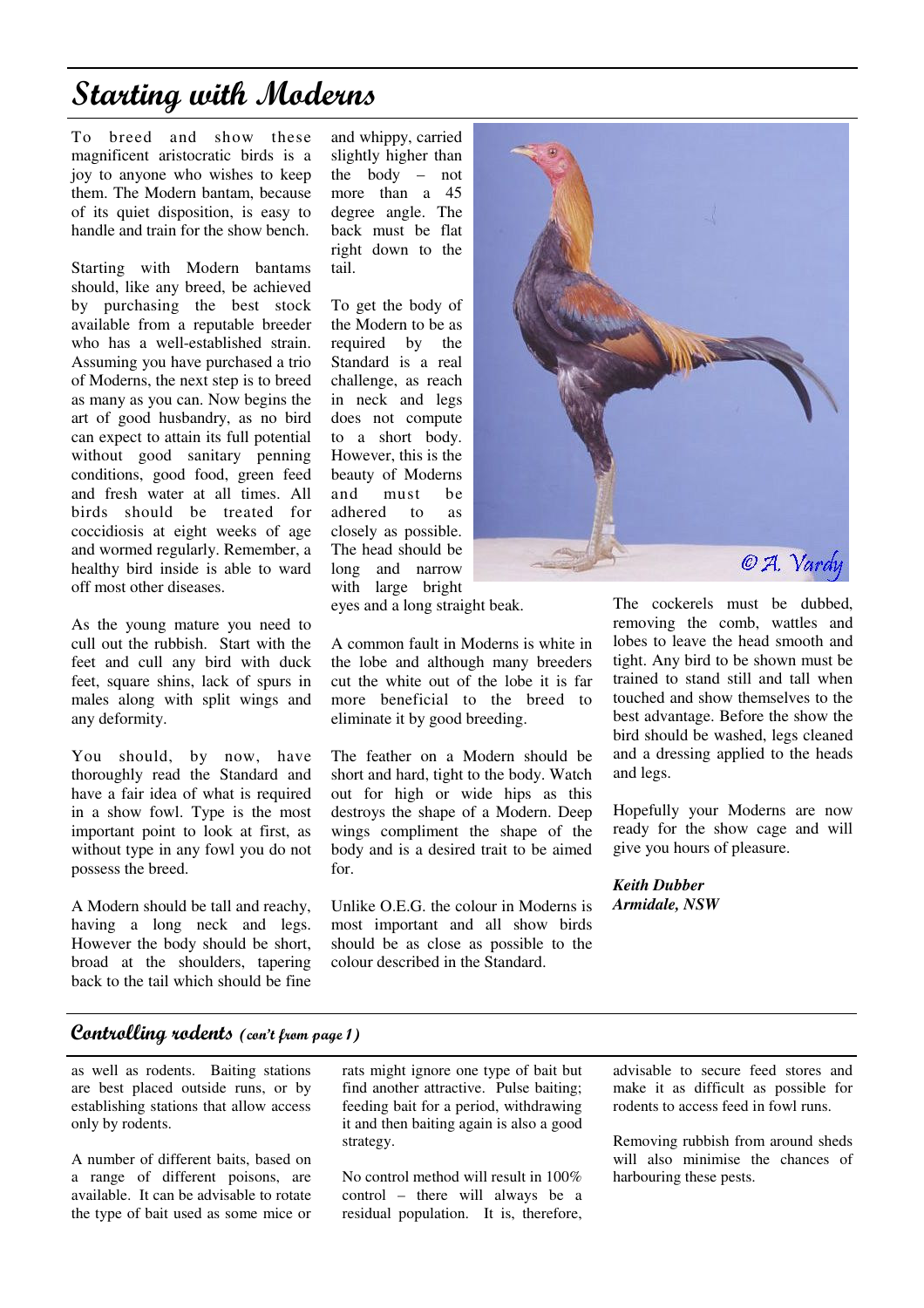# Starting with Moderns

To breed and show these magnificent aristocratic birds is a joy to anyone who wishes to keep them. The Modern bantam, because of its quiet disposition, is easy to handle and train for the show bench.

Starting with Modern bantams should, like any breed, be achieved by purchasing the best stock available from a reputable breeder who has a well-established strain. Assuming you have purchased a trio of Moderns, the next step is to breed as many as you can. Now begins the art of good husbandry, as no bird can expect to attain its full potential without good sanitary penning conditions, good food, green feed and fresh water at all times. All birds should be treated for coccidiosis at eight weeks of age and wormed regularly. Remember, a healthy bird inside is able to ward off most other diseases.

As the young mature you need to cull out the rubbish. Start with the feet and cull any bird with duck feet, square shins, lack of spurs in males along with split wings and any deformity.

You should, by now, have thoroughly read the Standard and have a fair idea of what is required in a show fowl. Type is the most important point to look at first, as without type in any fowl you do not possess the breed.

A Modern should be tall and reachy, having a long neck and legs. However the body should be short, broad at the shoulders, tapering back to the tail which should be fine and whippy, carried slightly higher than the body – not more than a 45 degree angle. The back must be flat right down to the tail.

To get the body of the Modern to be as required by the Standard is a real challenge, as reach in neck and legs does not compute to a short body. However, this is the beauty of Moderns and must be adhered to as closely as possible. The head should be long and narrow with large bright eyes and a long straight beak.

© A. Vardy

A common fault in Moderns is white in the lobe and although many breeders cut the white out of the lobe it is far more beneficial to the breed to eliminate it by good breeding.

The feather on a Modern should be short and hard, tight to the body. Watch out for high or wide hips as this destroys the shape of a Modern. Deep wings compliment the shape of the body and is a desired trait to be aimed for.

Unlike O.E.G. the colour in Moderns is most important and all show birds should be as close as possible to the colour described in the Standard.

The cockerels must be dubbed, removing the comb, wattles and lobes to leave the head smooth and tight. Any bird to be shown must be trained to stand still and tall when touched and show themselves to the best advantage. Before the show the bird should be washed, legs cleaned and a dressing applied to the heads and legs.

Hopefully your Moderns are now ready for the show cage and will give you hours of pleasure.

***Keith Dubber***
***Armidale, NSW***

## Controlling rodents *(con't from page 1)*

as well as rodents. Baiting stations are best placed outside runs, or by establishing stations that allow access only by rodents.

A number of different baits, based on a range of different poisons, are available. It can be advisable to rotate the type of bait used as some mice or rats might ignore one type of bait but find another attractive. Pulse baiting; feeding bait for a period, withdrawing it and then baiting again is also a good strategy.

No control method will result in 100% control – there will always be a residual population. It is, therefore, advisable to secure feed stores and make it as difficult as possible for rodents to access feed in fowl runs.

Removing rubbish from around sheds will also minimise the chances of harbouring these pests.